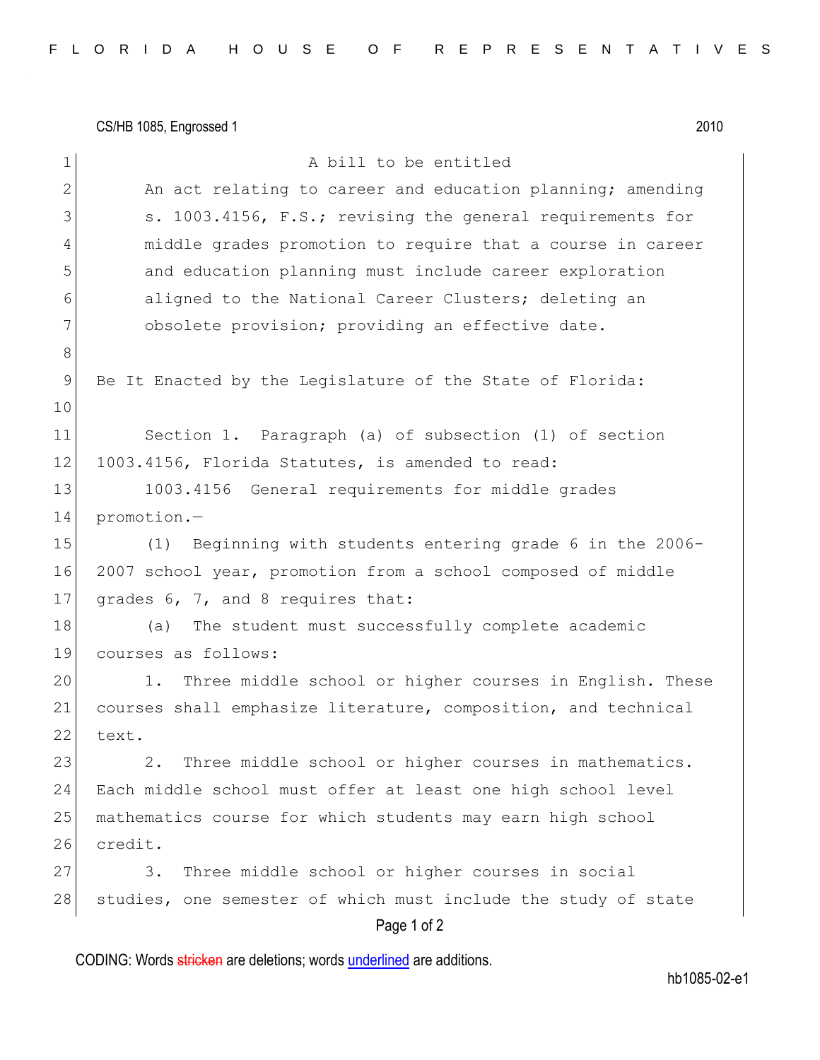CS/HB 1085, Engrossed 1 2010

A bill to be entitled

An act relating to career and education planning; amending s. 1003.4156, F.S.; revising the general requirements for middle grades promotion to require that a course in career and education planning must include career exploration aligned to the National Career Clusters; deleting an obsolete provision; providing an effective date.

Be It Enacted by the Legislature of the State of Florida:

Section 1. Paragraph (a) of subsection (1) of section 1003.4156, Florida Statutes, is amended to read:

1003.4156 General requirements for middle grades promotion.—

(1) Beginning with students entering grade 6 in the 2006-2007 school year, promotion from a school composed of middle grades 6, 7, and 8 requires that:

(a) The student must successfully complete academic courses as follows:

1. Three middle school or higher courses in English. These courses shall emphasize literature, composition, and technical text.

2. Three middle school or higher courses in mathematics. Each middle school must offer at least one high school level mathematics course for which students may earn high school credit.

3. Three middle school or higher courses in social studies, one semester of which must include the study of state

CODING: Words stricken are deletions; words underlined are additions.

hb1085-02-e1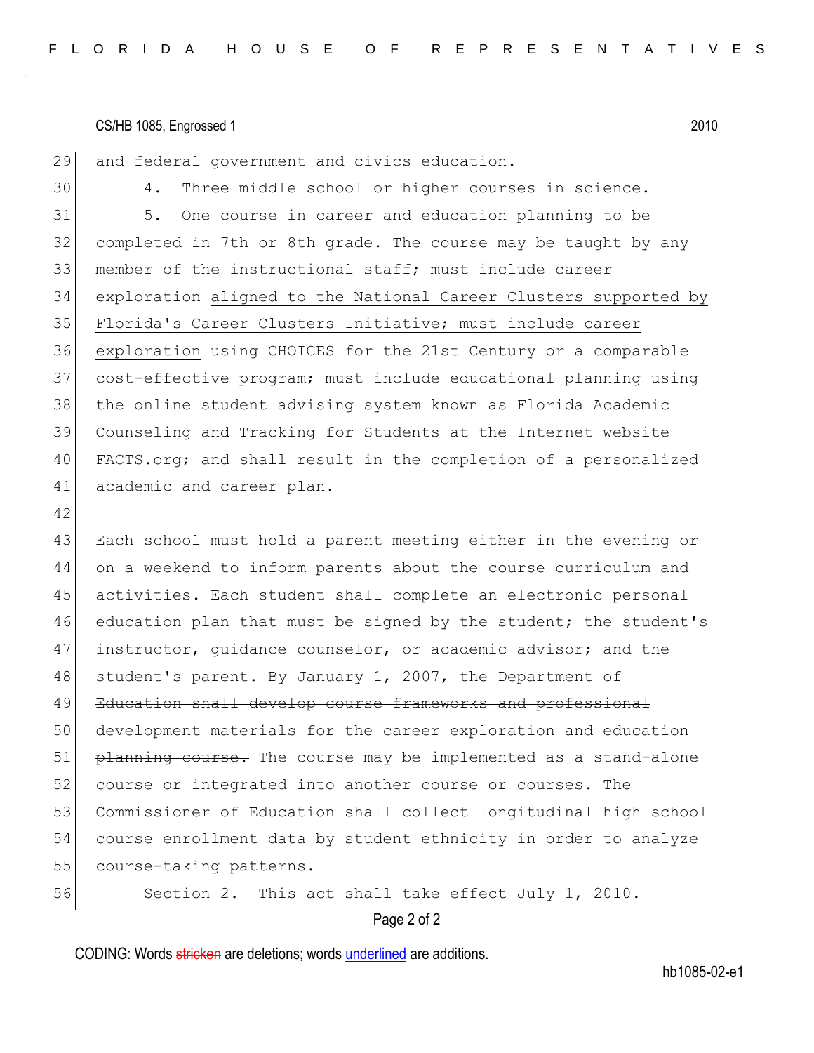and federal government and civics education.

4. Three middle school or higher courses in science.

5. One course in career and education planning to be completed in 7th or 8th grade. The course may be taught by any member of the instructional staff; must include career exploration <u>aligned to the National Career Clusters supported by Florida's Career Clusters Initiative; must include career exploration</u> using CHOICES ~~for the 21st Century~~ or a comparable cost-effective program; must include educational planning using the online student advising system known as Florida Academic Counseling and Tracking for Students at the Internet website FACTS.org; and shall result in the completion of a personalized academic and career plan.

Each school must hold a parent meeting either in the evening or on a weekend to inform parents about the course curriculum and activities. Each student shall complete an electronic personal education plan that must be signed by the student; the student's instructor, guidance counselor, or academic advisor; and the student's parent. ~~By January 1, 2007, the Department of Education shall develop course frameworks and professional development materials for the career exploration and education planning course.~~ The course may be implemented as a stand-alone course or integrated into another course or courses. The Commissioner of Education shall collect longitudinal high school course enrollment data by student ethnicity in order to analyze course-taking patterns.

Section 2. This act shall take effect July 1, 2010.

CODING: Words ~~stricken~~ are deletions; words <u>underlined</u> are additions.